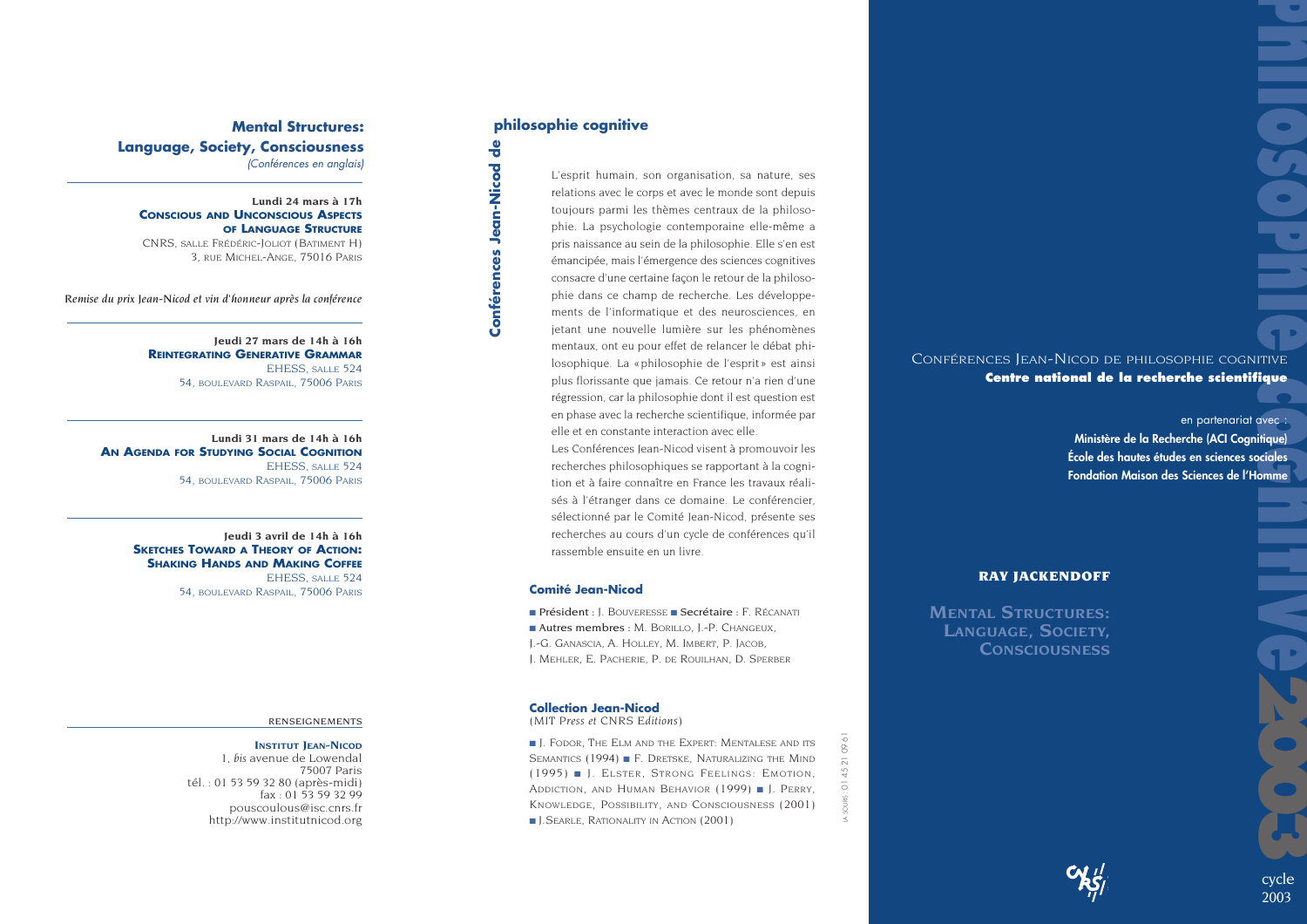## Mental Structures: Language, Society, Consciousness

*(Conférences en anglais)*

**Lundi 24 mars à 17h**
**CONSCIOUS AND UNCONSCIOUS ASPECTS OF LANGUAGE STRUCTURE**
CNRS, salle Frédéric-Joliot (Batiment H)
3, rue Michel-Ange, 75016 Paris

*Remise du prix Jean-Nicod et vin d'honneur après la conférence*

**Jeudi 27 mars de 14h à 16h**
**REINTEGRATING GENERATIVE GRAMMAR**
EHESS, salle 524
54, boulevard Raspail, 75006 Paris

**Lundi 31 mars de 14h à 16h**
**AN AGENDA FOR STUDYING SOCIAL COGNITION**
EHESS, salle 524
54, boulevard Raspail, 75006 Paris

**Jeudi 3 avril de 14h à 16h**
**SKETCHES TOWARD A THEORY OF ACTION: SHAKING HANDS AND MAKING COFFEE**
EHESS, salle 524
54, boulevard Raspail, 75006 Paris

RENSEIGNEMENTS

**INSTITUT JEAN-NICOD**
1, *bis* avenue de Lowendal
75007 Paris
tél. : 01 53 59 32 80 (après-midi)
fax : 01 53 59 32 99
pouscoulous@isc.cnrs.fr
http://www.institutnicod.org

## Conférences Jean-Nicod de philosophie cognitive

L'esprit humain, son organisation, sa nature, ses relations avec le corps et avec le monde sont depuis toujours parmi les thèmes centraux de la philosophie. La psychologie contemporaine elle-même a pris naissance au sein de la philosophie. Elle s'en est émancipée, mais l'émergence des sciences cognitives consacre d'une certaine façon le retour de la philosophie dans ce champ de recherche. Les développements de l'informatique et des neurosciences, en jetant une nouvelle lumière sur les phénomènes mentaux, ont eu pour effet de relancer le débat philosophique. La « philosophie de l'esprit » est ainsi plus florissante que jamais. Ce retour n'a rien d'une régression, car la philosophie dont il est question est en phase avec la recherche scientifique, informée par elle et en constante interaction avec elle.

Les Conférences Jean-Nicod visent à promouvoir les recherches philosophiques se rapportant à la cognition et à faire connaître en France les travaux réalisés à l'étranger dans ce domaine. Le conférencier, sélectionné par le Comité Jean-Nicod, présente ses recherches au cours d'un cycle de conférences qu'il rassemble ensuite en un livre.

### Comité Jean-Nicod

■ Président : J. Bouveresse ■ Secrétaire : F. Récanati
■ Autres membres : M. Borillo, J.-P. Changeux, J.-G. Ganascia, A. Holley, M. Imbert, P. Jacob, J. Mehler, E. Pacherie, P. de Rouilhan, D. Sperber

### Collection Jean-Nicod

(MIT *Press et* CNRS *Editions*)

■ J. Fodor, The Elm and the Expert: Mentalese and its Semantics (1994) ■ F. Dretske, Naturalizing the Mind (1995) ■ J. Elster, Strong Feelings: Emotion, Addiction, and Human Behavior (1999) ■ J. Perry, Knowledge, Possibility, and Consciousness (2001) ■ J. Searle, Rationality in Action (2001)

la souris : 01 45 21 09 61

# philosophie cognitive 2003

CONFÉRENCES JEAN-NICOD DE PHILOSOPHIE COGNITIVE
**Centre national de la recherche scientifique**

en partenariat avec :
**Ministère de la Recherche (ACI Cognitique)**
**École des hautes études en sciences sociales**
**Fondation Maison des Sciences de l'Homme**

**RAY JACKENDOFF**

**MENTAL STRUCTURES: LANGUAGE, SOCIETY, CONSCIOUSNESS**

cycle 2003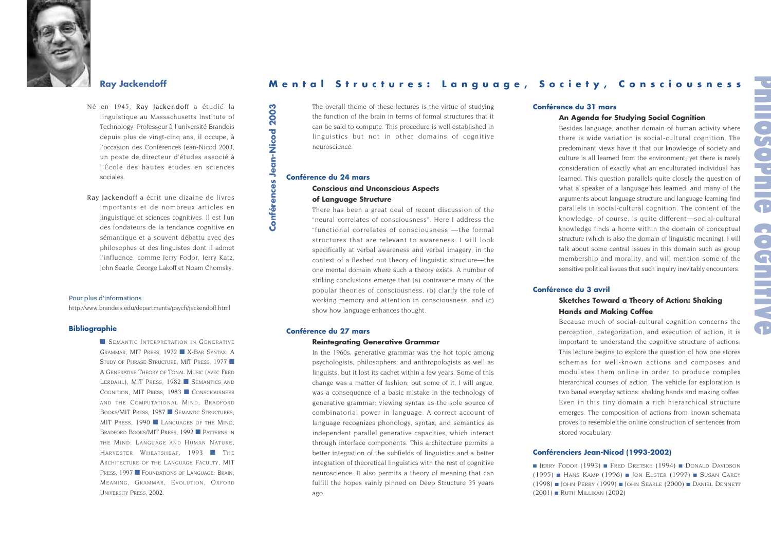## Ray Jackendoff

Né en 1945, Ray Jackendoff a étudié la linguistique au Massachusetts Institute of Technology. Professeur à l'université Brandeis depuis plus de vingt-cinq ans, il occupe, à l'occasion des Conférences Jean-Nicod 2003, un poste de directeur d'études associé à l'École des hautes études en sciences sociales.

Ray Jackendoff a écrit une dizaine de livres importants et de nombreux articles en linguistique et sciences cognitives. Il est l'un des fondateurs de la tendance cognitive en sémantique et a souvent débattu avec des philosophes et des linguistes dont il admet l'influence, comme Jerry Fodor, Jerry Katz, John Searle, George Lakoff et Noam Chomsky.

Pour plus d'informations :
http://www.brandeis.edu/departments/psych/jackendoff.html

### Bibliographie

■ Semantic Interpretation in Generative Grammar, MIT Press, 1972 ■ X-Bar Syntax: A Study of Phrase Structure, MIT Press, 1977 ■ A Generative Theory of Tonal Music (avec Fred Lerdahl), MIT Press, 1982 ■ Semantics and Cognition, MIT Press, 1983 ■ Consciousness and the Computational Mind, Bradford Books/MIT Press, 1987 ■ Semantic Structures, MIT Press, 1990 ■ Languages of the Mind, Bradford Books/MIT Press, 1992 ■ Patterns in the Mind: Language and Human Nature, Harvester Wheatsheaf, 1993 ■ The Architecture of the Language Faculty, MIT Press, 1997 ■ Foundations of Language: Brain, Meaning, Grammar, Evolution, Oxford University Press, 2002.

# Mental Structures: Language, Society, Consciousness

**Conférences Jean-Nicod 2003**

The overall theme of these lectures is the virtue of studying the function of the brain in terms of formal structures that it can be said to compute. This procedure is well established in linguistics but not in other domains of cognitive neuroscience.

### Conférence du 24 mars

**Conscious and Unconscious Aspects of Language Structure**

There has been a great deal of recent discussion of the "neural correlates of consciousness". Here I address the "functional correlates of consciousness"—the formal structures that are relevant to awareness. I will look specifically at verbal awareness and verbal imagery, in the context of a fleshed out theory of linguistic structure—the one mental domain where such a theory exists. A number of striking conclusions emerge that (a) contravene many of the popular theories of consciousness, (b) clarify the role of working memory and attention in consciousness, and (c) show how language enhances thought.

### Conférence du 27 mars

**Reintegrating Generative Grammar**

In the 1960s, generative grammar was the hot topic among psychologists, philosophers, and anthropologists as well as linguists, but it lost its cachet within a few years. Some of this change was a matter of fashion; but some of it, I will argue, was a consequence of a basic mistake in the technology of generative grammar: viewing syntax as the sole source of combinatorial power in language. A correct account of language recognizes phonology, syntax, and semantics as independent parallel generative capacities, which interact through interface components. This architecture permits a better integration of the subfields of linguistics and a better integration of theoretical linguistics with the rest of cognitive neuroscience. It also permits a theory of meaning that can fulfill the hopes vainly pinned on Deep Structure 35 years ago.

### Conférence du 31 mars

**An Agenda for Studying Social Cognition**

Besides language, another domain of human activity where there is wide variation is social-cultural cognition. The predominant views have it that our knowledge of society and culture is all learned from the environment; yet there is rarely consideration of exactly what an enculturated individual has learned. This question parallels quite closely the question of what a speaker of a language has learned, and many of the arguments about language structure and language learning find parallels in social-cultural cognition. The content of the knowledge, of course, is quite different—social-cultural knowledge finds a home within the domain of conceptual structure (which is also the domain of linguistic meaning). I will talk about some central issues in this domain such as group membership and morality, and will mention some of the sensitive political issues that such inquiry inevitably encounters.

### Conférence du 3 avril

**Sketches Toward a Theory of Action: Shaking Hands and Making Coffee**

Because much of social-cultural cognition concerns the perception, categorization, and execution of action, it is important to understand the cognitive structure of actions. This lecture begins to explore the question of how one stores schemas for well-known actions and composes and modulates them online in order to produce complex hierarchical courses of action. The vehicle for exploration is two banal everyday actions: shaking hands and making coffee. Even in this tiny domain a rich hierarchical structure emerges. The composition of actions from known schemata proves to resemble the online construction of sentences from stored vocabulary.

### Conférenciers Jean-Nicod (1993-2002)

■ Jerry Fodor (1993) ■ Fred Dretske (1994) ■ Donald Davidson (1995) ■ Hans Kamp (1996) ■ Jon Elster (1997) ■ Susan Carey (1998) ■ John Perry (1999) ■ John Searle (2000) ■ Daniel Dennett (2001) ■ Ruth Millikan (2002)

Philosophie cognitive